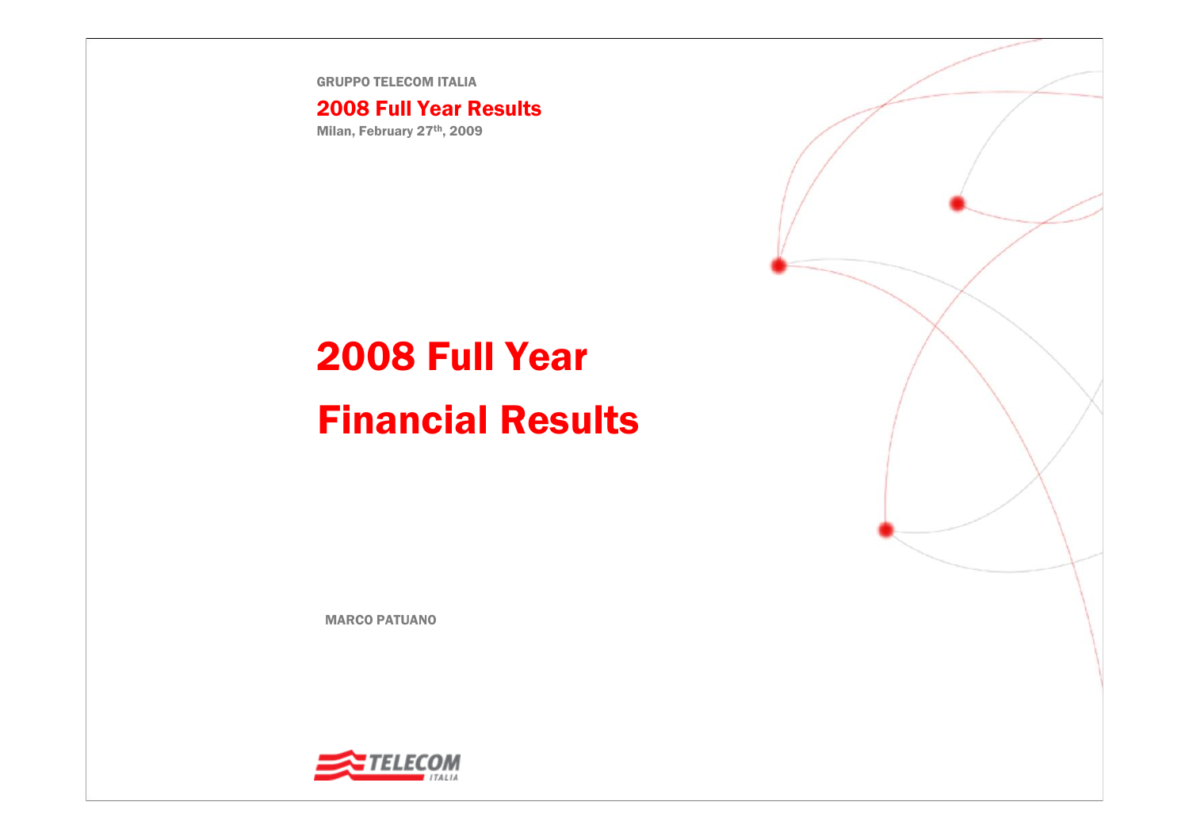GRUPPO TELECOM ITALIA

**2008 Full Year Results**

Milan, February 27th, 2009

# 2008 Full Year Financial Results

MARCO PATUANO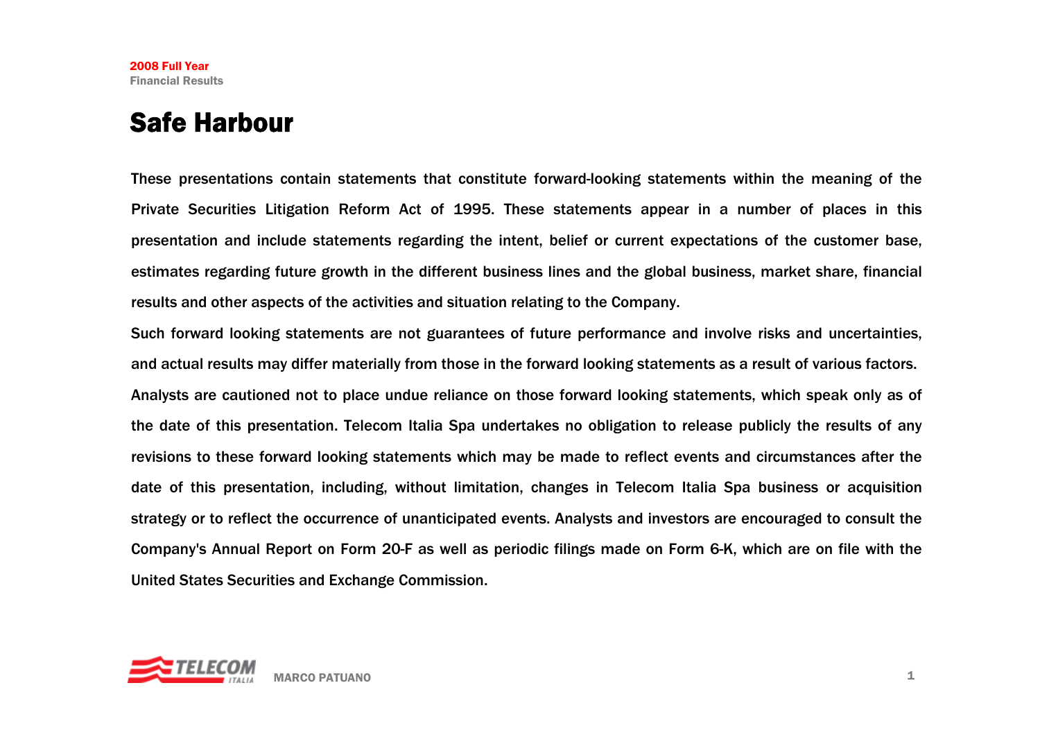# Safe Harbour

These presentations contain statements that constitute forward-looking statements within the meaning of the Private Securities Litigation Reform Act of 1995. These statements appear in a number of places in this presentation and include statements regarding the intent, belief or current expectations of the customer base, estimates regarding future growth in the different business lines and the global business, market share, financial results and other aspects of the activities and situation relating to the Company.

Such forward looking statements are not guarantees of future performance and involve risks and uncertainties, and actual results may differ materially from those in the forward looking statements as a result of various factors.

Analysts are cautioned not to place undue reliance on those forward looking statements, which speak only as of the date of this presentation. Telecom Italia Spa undertakes no obligation to release publicly the results of any revisions to these forward looking statements which may be made to reflect events and circumstances after the date of this presentation, including, without limitation, changes in Telecom Italia Spa business or acquisition strategy or to reflect the occurrence of unanticipated events. Analysts and investors are encouraged to consult the Company's Annual Report on Form 20-F as well as periodic filings made on Form 6-K, which are on file with the United States Securities and Exchange Commission.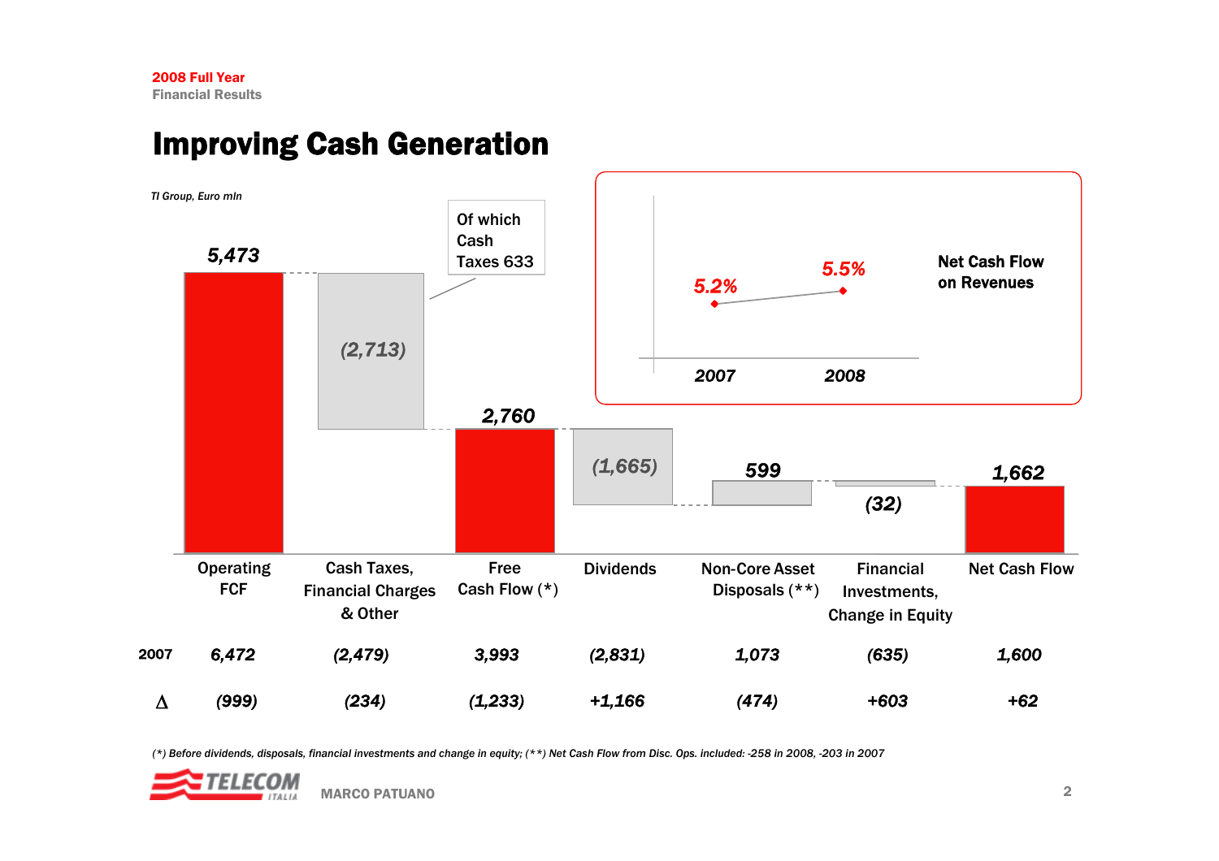# Improving Cash Generation

*TI Group, Euro mln*

| | Operating FCF | Cash Taxes, Financial Charges & Other | Free Cash Flow (*) | Dividends | Non-Core Asset Disposals (**) | Financial Investments, Change in Equity | Net Cash Flow |
|---|---|---|---|---|---|---|---|
| 2008 | 5,473 | (2,713) | 2,760 | (1,665) | 599 | (32) | 1,662 |
| 2007 | 6,472 | (2,479) | 3,993 | (2,831) | 1,073 | (635) | 1,600 |
| Δ | (999) | (234) | (1,233) | +1,166 | (474) | +603 | +62 |

Of which Cash Taxes 633

**Net Cash Flow on Revenues**

| 2007 | 2008 |
|---|---|
| 5.2% | 5.5% |

*(\*) Before dividends, disposals, financial investments and change in equity; (\*\*) Net Cash Flow from Disc. Ops. included: -258 in 2008, -203 in 2007*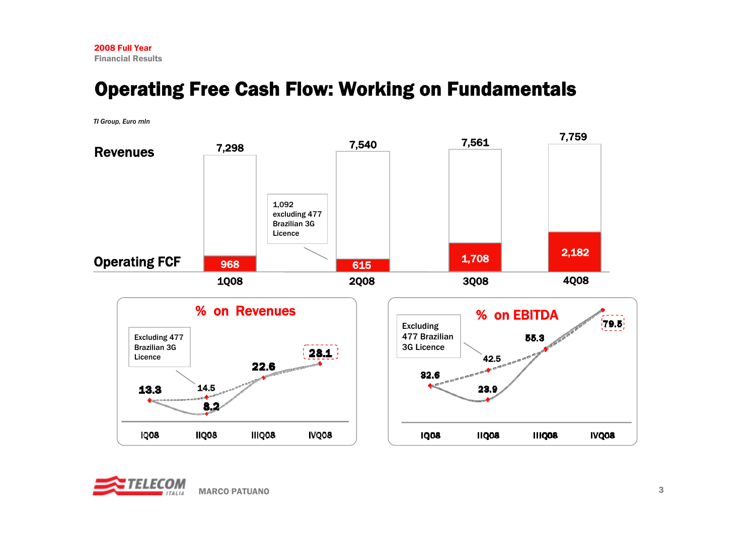2008 Full Year
Financial Results

# Operating Free Cash Flow: Working on Fundamentals

*TI Group, Euro mln*

| | 1Q08 | 2Q08 | 3Q08 | 4Q08 |
|---|---|---|---|---|
| Revenues | 7,298 | 7,540 | 7,561 | 7,759 |
| Operating FCF | 968 | 615 | 1,708 | 2,182 |

2Q08 Operating FCF: 1,092 excluding 477 Brazilian 3G Licence

## % on Revenues

| | IQ08 | IIQ08 | IIIQ08 | IVQ08 |
|---|---|---|---|---|
| % on Revenues | 13.3 | 8.2 | 22.6 | 28.1 |
| Excluding 477 Brazilian 3G Licence | | 14.5 | | |

## % on EBITDA

| | IQ08 | IIQ08 | IIIQ08 | IVQ08 |
|---|---|---|---|---|
| % on EBITDA | 32.6 | 23.9 | 55.3 | 79.5 |
| Excluding 477 Brazilian 3G Licence | | 42.5 | | |

MARCO PATUANO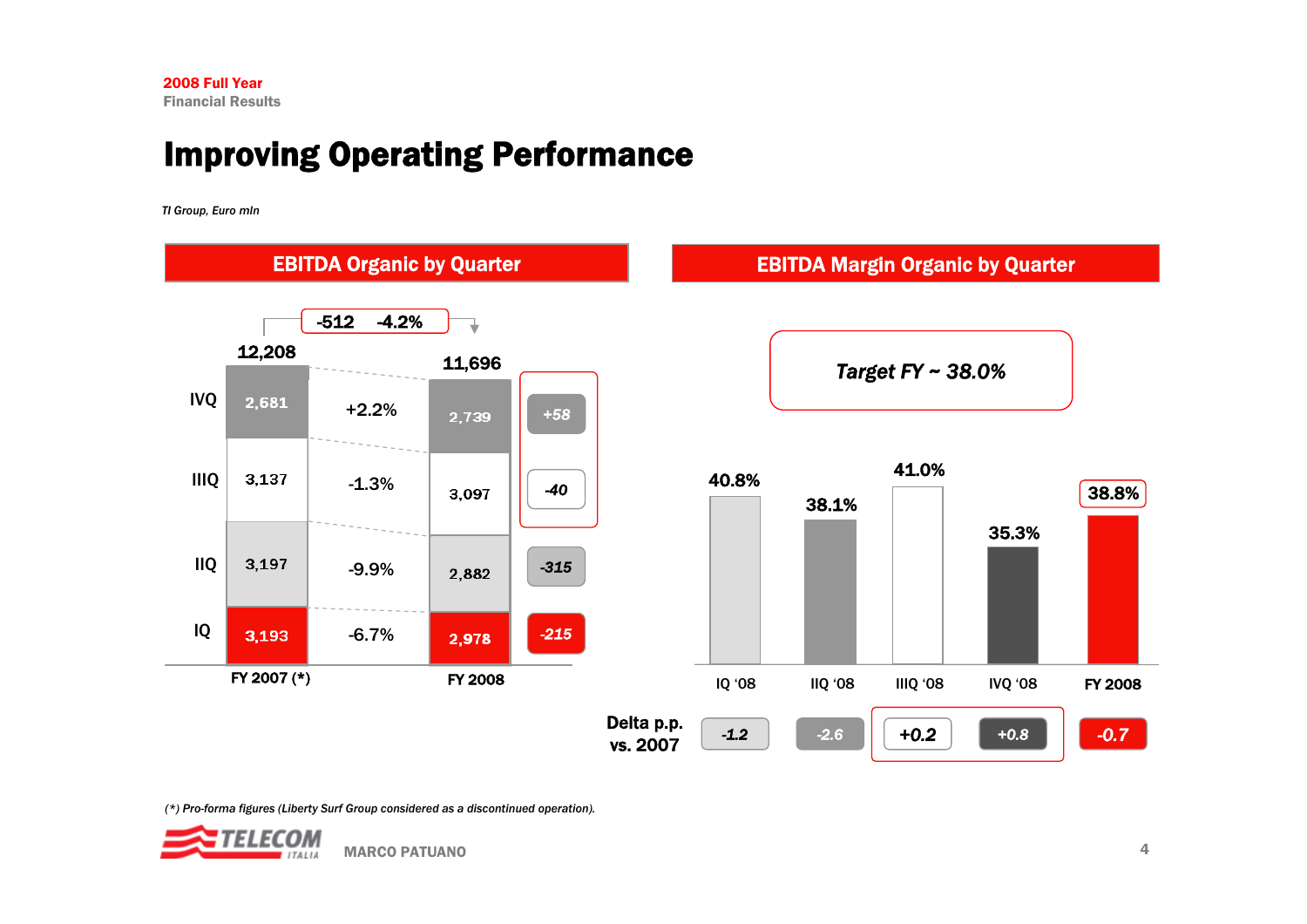2008 Full Year
Financial Results

# Improving Operating Performance

*TI Group, Euro mln*

## EBITDA Organic by Quarter

| | FY 2007 (*) | Δ % | FY 2008 | Δ |
|---|---|---|---|---|
| IVQ | 2,681 | +2.2% | 2,739 | +58 |
| IIIQ | 3,137 | -1.3% | 3,097 | -40 |
| IIQ | 3,197 | -9.9% | 2,882 | -315 |
| IQ | 3,193 | -6.7% | 2,978 | -215 |
| Total | 12,208 | -512 -4.2% | 11,696 | |

## EBITDA Margin Organic by Quarter

*Target FY ~ 38.0%*

| | IQ '08 | IIQ '08 | IIIQ '08 | IVQ '08 | FY 2008 |
|---|---|---|---|---|---|
| EBITDA Margin | 40.8% | 38.1% | 41.0% | 35.3% | 38.8% |
| Delta p.p. vs. 2007 | -1.2 | -2.6 | +0.2 | +0.8 | -0.7 |

*(\*) Pro-forma figures (Liberty Surf Group considered as a discontinued operation).*

MARCO PATUANO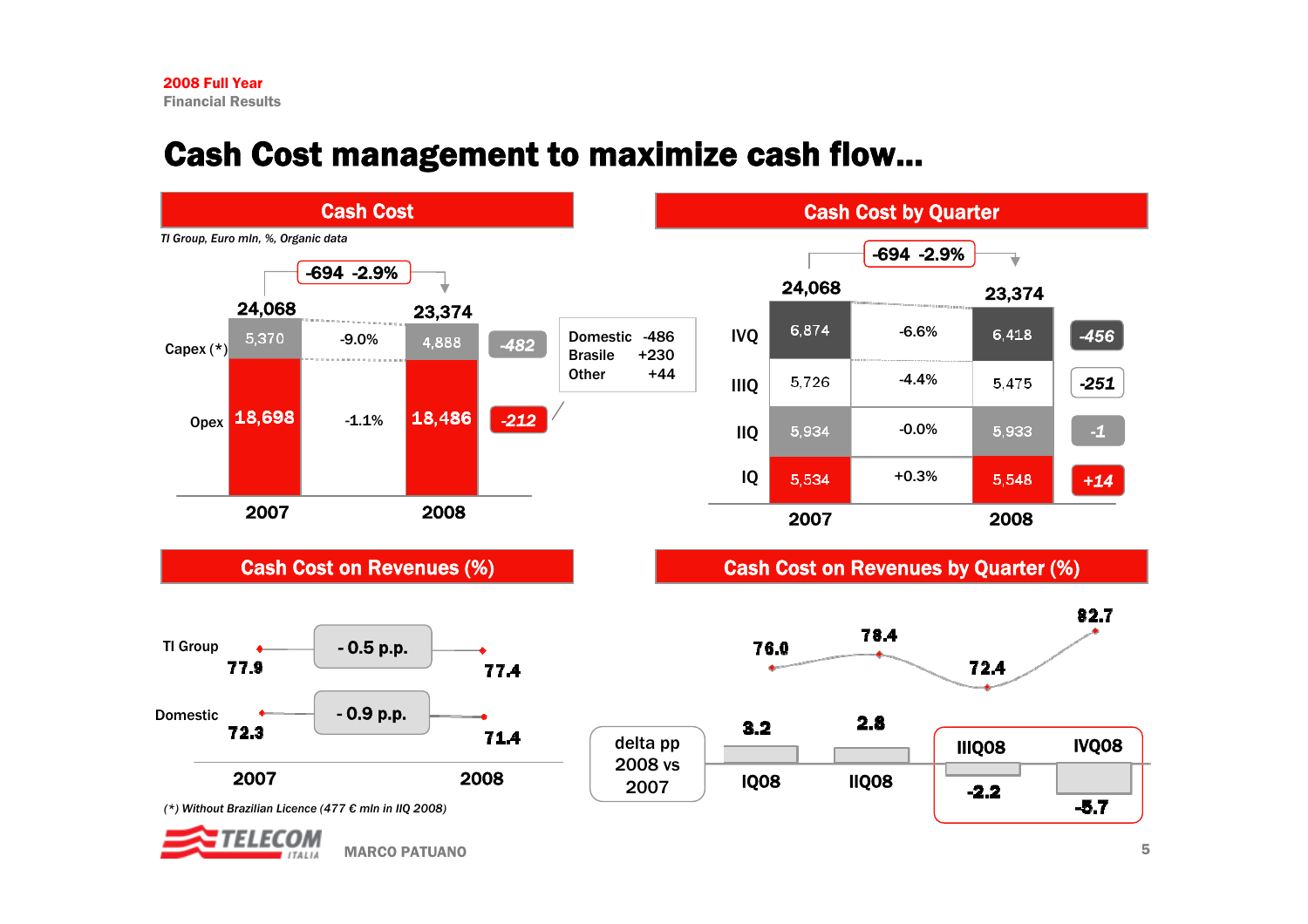# Cash Cost management to maximize cash flow...

## Cash Cost

*TI Group, Euro mln, %, Organic data*

-694 -2.9%

|  | 2007 | Change % | 2008 | Delta |
|---|---|---|---|---|
| Total | 24,068 |  | 23,374 |  |
| Capex (*) | 5,370 | -9.0% | 4,888 | -482 |
| Opex | 18,698 | -1.1% | 18,486 | -212 |

Opex delta breakdown:

| | |
|---|---|
| Domestic | -486 |
| Brasile | +230 |
| Other | +44 |

## Cash Cost by Quarter

-694 -2.9%

|  | 2007 | Change % | 2008 | Delta |
|---|---|---|---|---|
| Total | 24,068 |  | 23,374 |  |
| IVQ | 6,874 | -6.6% | 6,418 | -456 |
| IIIQ | 5,726 | -4.4% | 5,475 | -251 |
| IIQ | 5,934 | -0.0% | 5,933 | -1 |
| IQ | 5,534 | +0.3% | 5,548 | +14 |

## Cash Cost on Revenues (%)

|  | 2007 | Change | 2008 |
|---|---|---|---|
| TI Group | 77.9 | - 0.5 p.p. | 77.4 |
| Domestic | 72.3 | - 0.9 p.p. | 71.4 |

(*) Without Brazilian Licence (477 € mln in IIQ 2008)

## Cash Cost on Revenues by Quarter (%)

|  | IQ08 | IIQ08 | IIIQ08 | IVQ08 |
|---|---|---|---|---|
| Cash Cost on Revenues (%) | 76.0 | 78.4 | 72.4 | 82.7 |
| delta pp 2008 vs 2007 | 3.2 | 2.8 | -2.2 | -5.7 |

MARCO PATUANO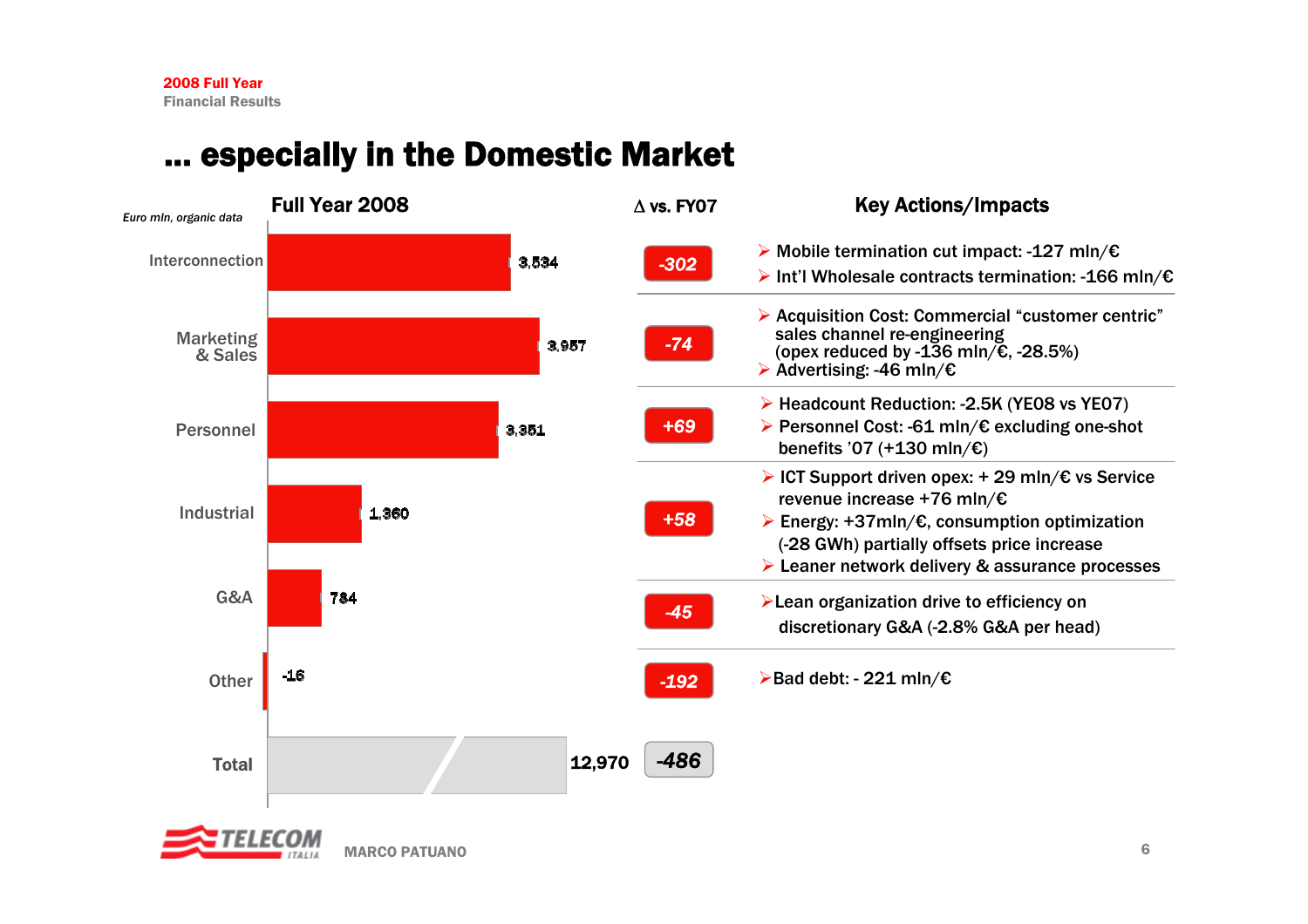2008 Full Year
Financial Results

# ... especially in the Domestic Market

*Euro mln, organic data*

| | Full Year 2008 | Δ vs. FY07 | Key Actions/Impacts |
|---|---|---|---|
| Interconnection | 3,534 | -302 | ➢ Mobile termination cut impact: -127 mln/€<br>➢ Int'l Wholesale contracts termination: -166 mln/€ |
| Marketing & Sales | 3,957 | -74 | ➢ Acquisition Cost: Commercial "customer centric" sales channel re-engineering (opex reduced by -136 mln/€, -28.5%)<br>➢ Advertising: -46 mln/€ |
| Personnel | 3,351 | +69 | ➢ Headcount Reduction: -2.5K (YE08 vs YE07)<br>➢ Personnel Cost: -61 mln/€ excluding one-shot benefits '07 (+130 mln/€) |
| Industrial | 1,360 | +58 | ➢ ICT Support driven opex: + 29 mln/€ vs Service revenue increase +76 mln/€<br>➢ Energy: +37mln/€, consumption optimization (-28 GWh) partially offsets price increase<br>➢ Leaner network delivery & assurance processes |
| G&A | 784 | -45 | ➢ Lean organization drive to efficiency on discretionary G&A (-2.8% G&A per head) |
| Other | -16 | -192 | ➢ Bad debt: - 221 mln/€ |
| **Total** | 12,970 | -486 | |

MARCO PATUANO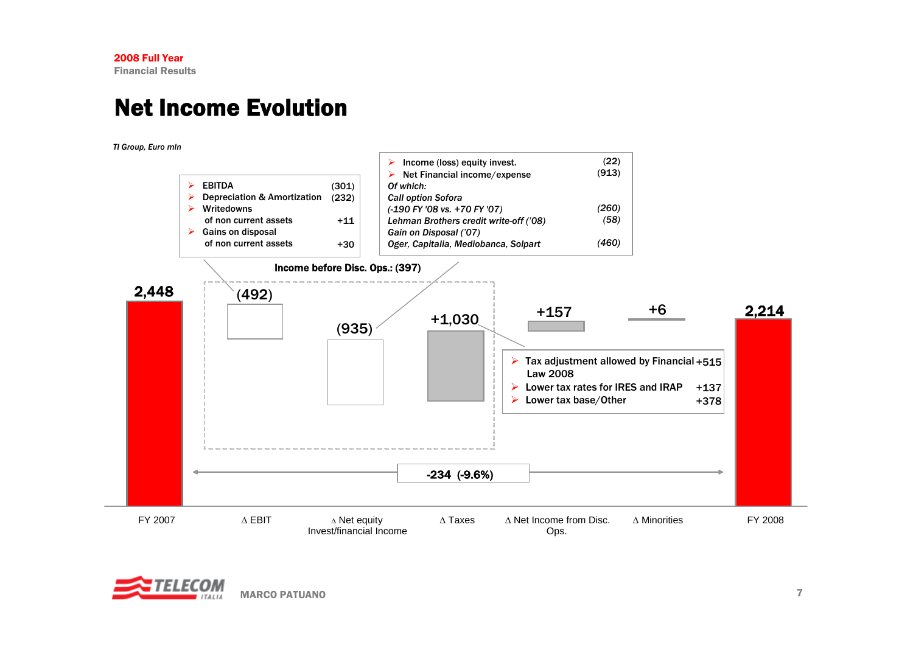2008 Full Year
Financial Results

# Net Income Evolution

*TI Group, Euro mln*

| | FY 2007 | Δ EBIT | Δ Net equity Invest/financial Income | Δ Taxes | Δ Net Income from Disc. Ops. | Δ Minorities | FY 2008 |
|---|---|---|---|---|---|---|---|
| Value | 2,448 | (492) | (935) | +1,030 | +157 | +6 | 2,214 |

**Income before Disc. Ops.: (397)**

**-234 (-9.6%)**

**Δ EBIT breakdown:**

| | |
|---|---|
| EBITDA | (301) |
| Depreciation & Amortization | (232) |
| Writedowns of non current assets | +11 |
| Gains on disposal of non current assets | +30 |

**Δ Net equity Invest/financial Income breakdown:**

| | |
|---|---|
| Income (loss) equity invest. | (22) |
| Net Financial income/expense | (913) |
| *Of which:* | |
| *Call option Sofora (-190 FY '08 vs. +70 FY '07)* | *(260)* |
| *Lehman Brothers credit write-off ('08)* | *(58)* |
| *Gain on Disposal ('07) Oger, Capitalia, Mediobanca, Solpart* | *(460)* |

**Δ Taxes breakdown:**

| | |
|---|---|
| Tax adjustment allowed by Financial Law 2008 | +515 |
| Lower tax rates for IRES and IRAP | +137 |
| Lower tax base/Other | +378 |

MARCO PATUANO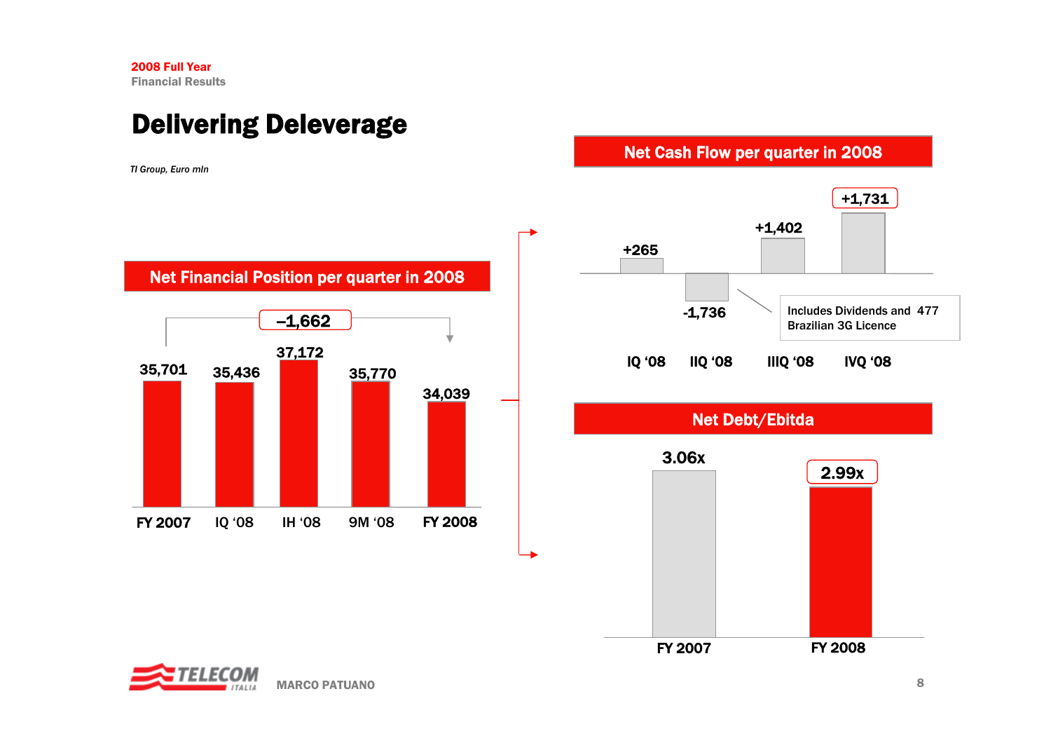2008 Full Year
Financial Results

# Delivering Deleverage

*TI Group, Euro mln*

## Net Financial Position per quarter in 2008

| FY 2007 | IQ '08 | IH '08 | 9M '08 | FY 2008 |
|---|---|---|---|---|
| 35,701 | 35,436 | 37,172 | 35,770 | 34,039 |

–1,662

## Net Cash Flow per quarter in 2008

| IQ '08 | IIQ '08 | IIIQ '08 | IVQ '08 |
|---|---|---|---|
| +265 | -1,736 | +1,402 | +1,731 |

Includes Dividends and 477 Brazilian 3G Licence

## Net Debt/Ebitda

| FY 2007 | FY 2008 |
|---|---|
| 3.06x | 2.99x |

MARCO PATUANO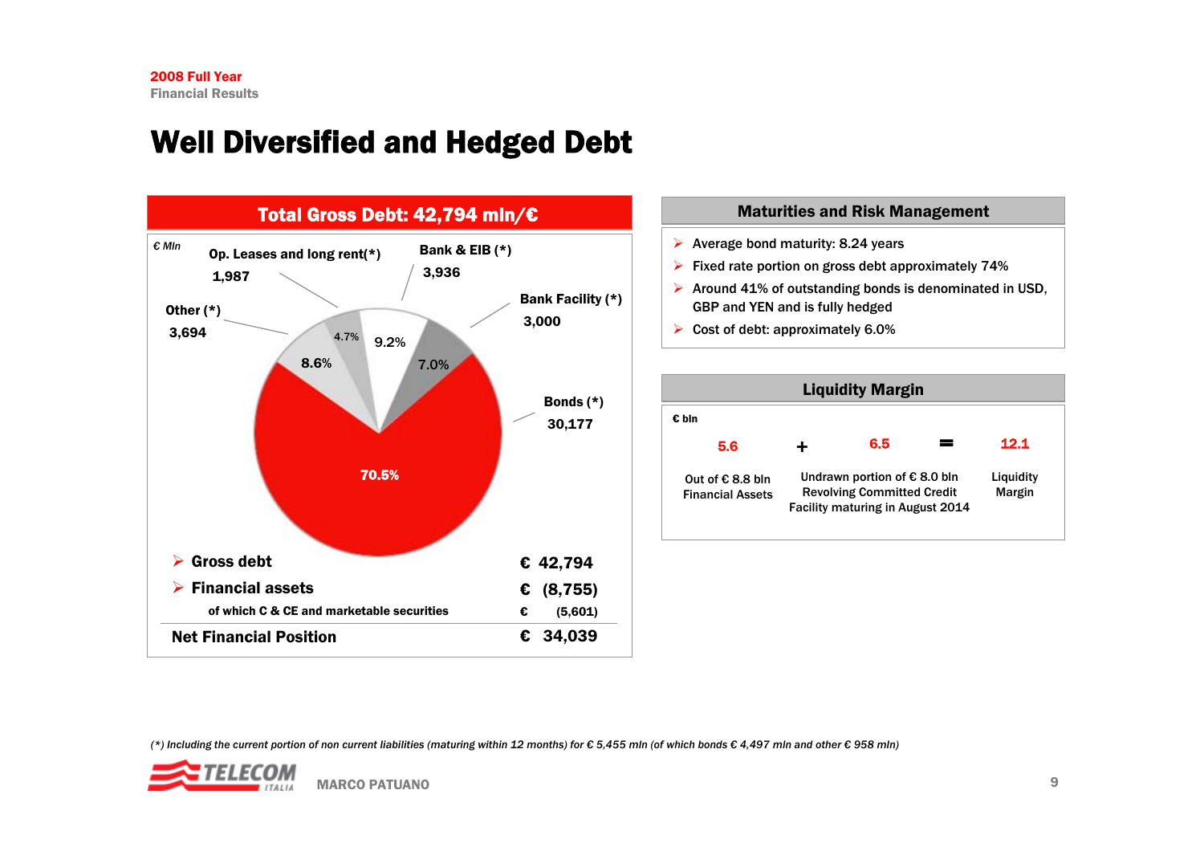# Well Diversified and Hedged Debt

## Total Gross Debt: 42,794 mln/€

€ Mln

| Component | Amount | % |
|---|---|---|
| Bonds (*) | 30,177 | 70.5% |
| Bank & EIB (*) | 3,936 | 9.2% |
| Bank Facility (*) | 3,000 | 7.0% |
| Other (*) | 3,694 | 8.6% |
| Op. Leases and long rent(*) | 1,987 | 4.7% |

- **Gross debt** € 42,794
- **Financial assets** € (8,755)
  - of which C & CE and marketable securities € (5,601)

**Net Financial Position** € 34,039

## Maturities and Risk Management

- Average bond maturity: 8.24 years
- Fixed rate portion on gross debt approximately 74%
- Around 41% of outstanding bonds is denominated in USD, GBP and YEN and is fully hedged
- Cost of debt: approximately 6.0%

## Liquidity Margin

€ bln

| 5.6 | + | 6.5 | = | 12.1 |
|---|---|---|---|---|
| Out of € 8.8 bln Financial Assets | | Undrawn portion of € 8.0 bln Revolving Committed Credit Facility maturing in August 2014 | | Liquidity Margin |

*(*) Including the current portion of non current liabilities (maturing within 12 months) for € 5,455 mln (of which bonds € 4,497 mln and other € 958 mln)*

MARCO PATUANO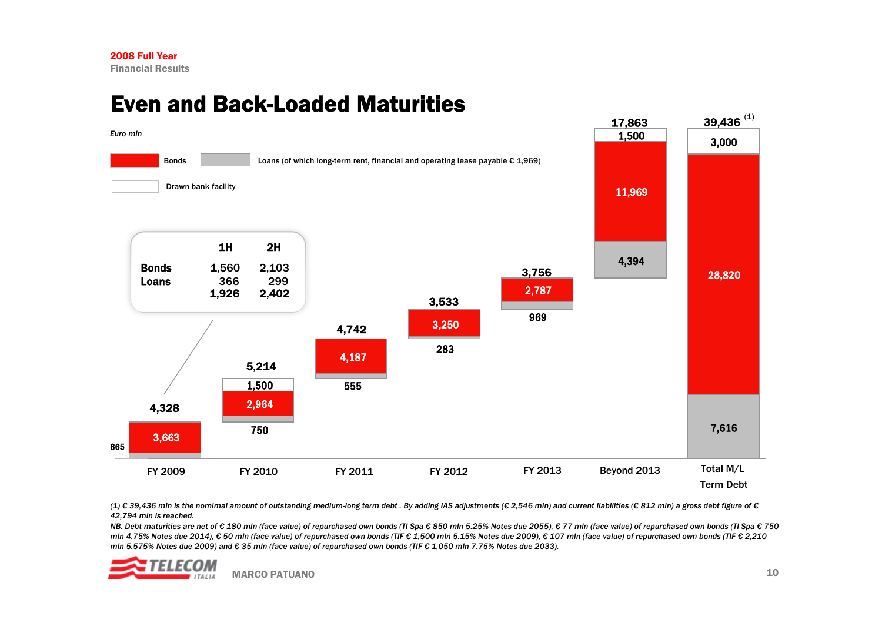# Even and Back-Loaded Maturities

*Euro mln*

Legend: Bonds; Loans (of which long-term rent, financial and operating lease payable € 1,969); Drawn bank facility

| | FY 2009 | FY 2010 | FY 2011 | FY 2012 | FY 2013 | Beyond 2013 | Total M/L Term Debt |
|---|---|---|---|---|---|---|---|
| Drawn bank facility | | 1,500 | | | | 1,500 | 3,000 |
| Bonds | 3,663 | 2,964 | 4,187 | 3,250 | 2,787 | 11,969 | 28,820 |
| Loans | 665 | 750 | 555 | 283 | 969 | 4,394 | 7,616 |
| Total | 4,328 | 5,214 | 4,742 | 3,533 | 3,756 | 17,863 | 39,436 (1) |

FY 2009 detail:

| | 1H | 2H |
|---|---|---|
| Bonds | 1,560 | 2,103 |
| Loans | 366 | 299 |
| | 1,926 | 2,402 |

*(1) € 39,436 mln is the nomimal amount of outstanding medium-long term debt . By adding IAS adjustments (€ 2,546 mln) and current liabilities (€ 812 mln) a gross debt figure of € 42,794 mln is reached.*

*NB. Debt maturities are net of € 180 mln (face value) of repurchased own bonds (TI Spa € 850 mln 5.25% Notes due 2055), € 77 mln (face value) of repurchased own bonds (TI Spa € 750 mln 4.75% Notes due 2014), € 50 mln (face value) of repurchased own bonds (TIF € 1,500 mln 5.15% Notes due 2009), € 107 mln (face value) of repurchased own bonds (TIF € 2,210 mln 5.575% Notes due 2009) and € 35 mln (face value) of repurchased own bonds (TIF € 1,050 mln 7.75% Notes due 2033).*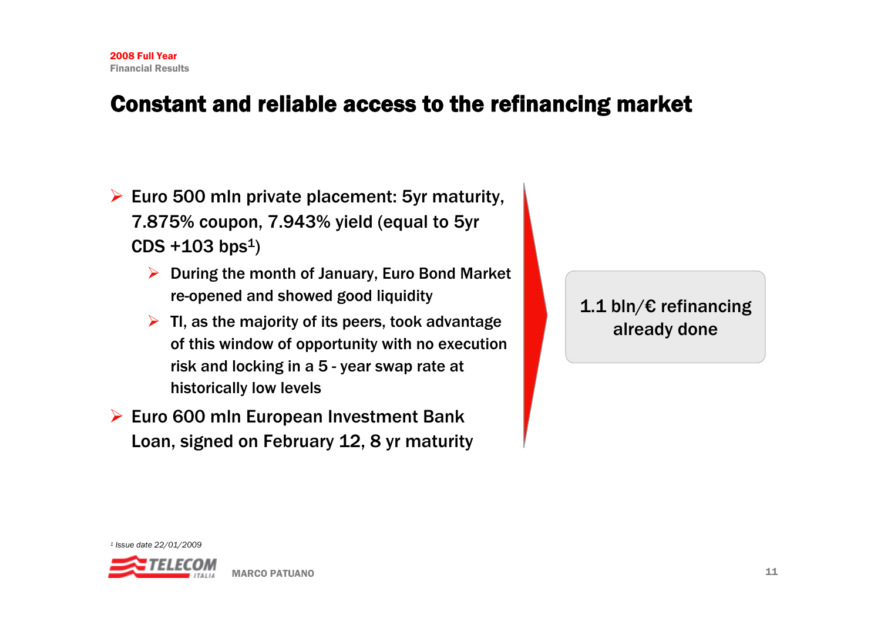# Constant and reliable access to the refinancing market

- Euro 500 mln private placement: 5yr maturity, 7.875% coupon, 7.943% yield (equal to 5yr CDS +103 bps[1])
  - During the month of January, Euro Bond Market re-opened and showed good liquidity
  - TI, as the majority of its peers, took advantage of this window of opportunity with no execution risk and locking in a 5 - year swap rate at historically low levels
- Euro 600 mln European Investment Bank Loan, signed on February 12, 8 yr maturity

**1.1 bln/€ refinancing already done**

[1] *Issue date 22/01/2009*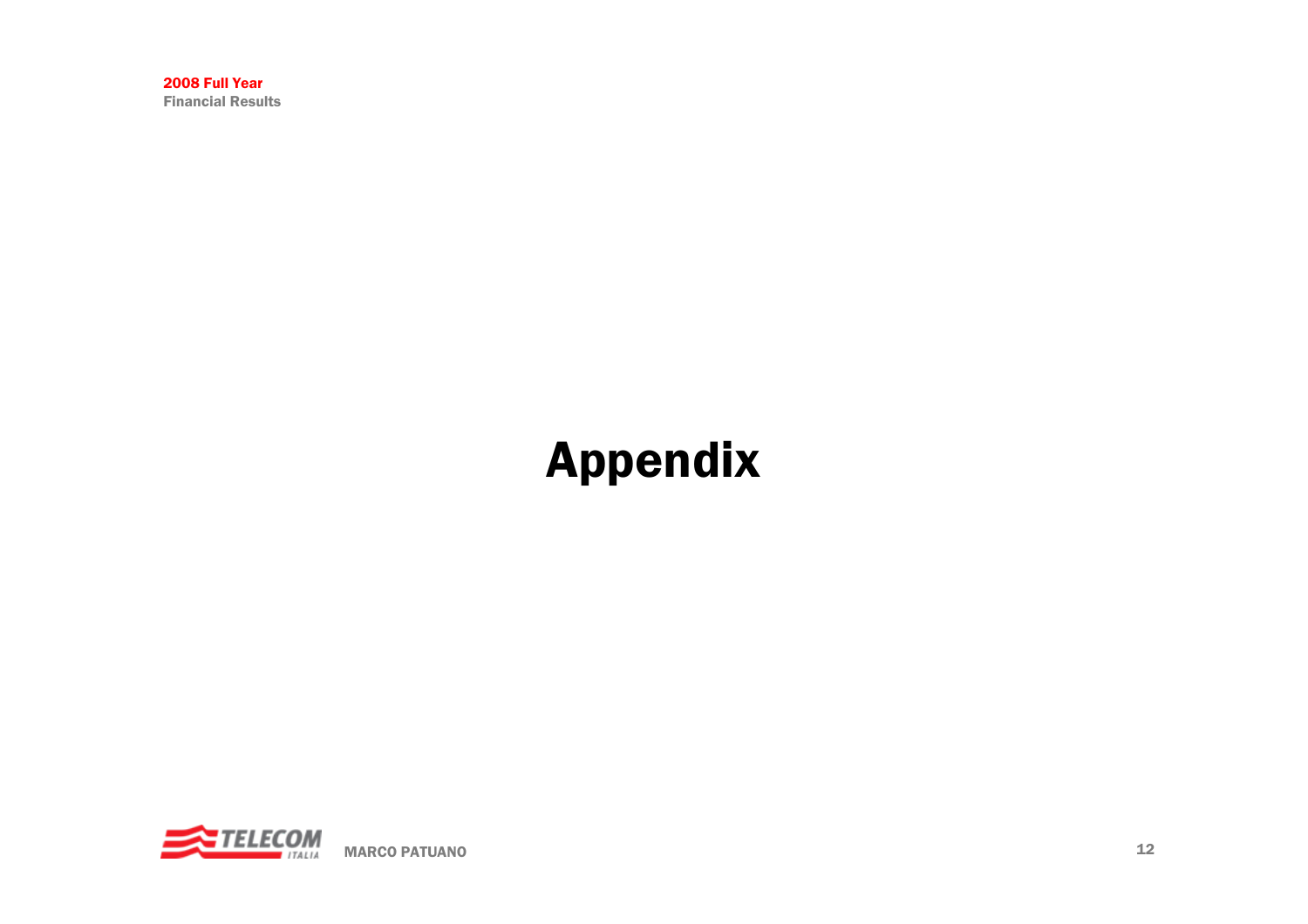# Appendix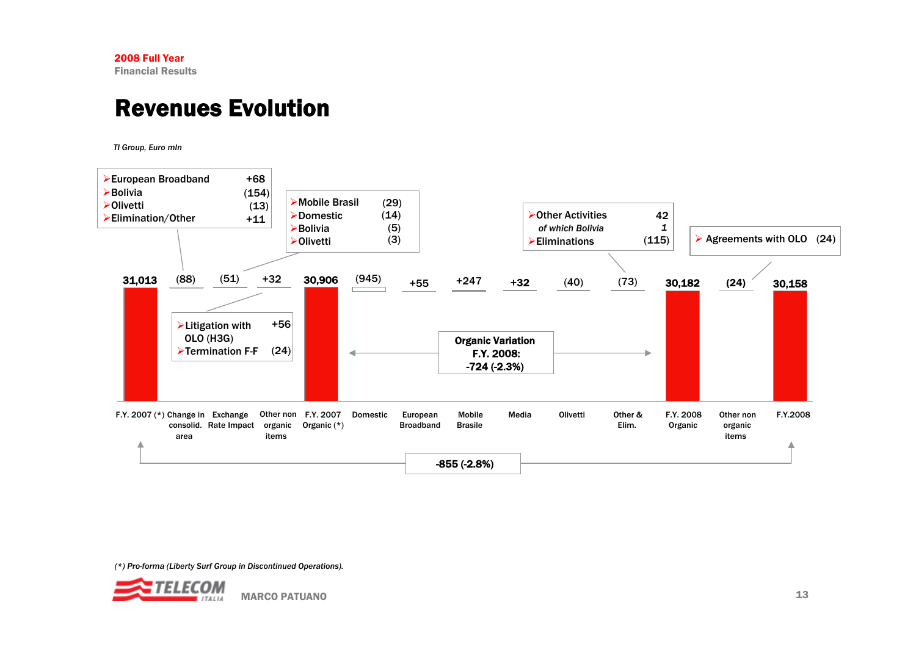# Revenues Evolution

*TI Group, Euro mln*

| F.Y. 2007 (*) | Change in consolid. area | Exchange Rate Impact | Other non organic items | F.Y. 2007 Organic (*) | Domestic | European Broadband | Mobile Brasile | Media | Olivetti | Other & Elim. | F.Y. 2008 Organic | Other non organic items | F.Y.2008 |
|---|---|---|---|---|---|---|---|---|---|---|---|---|---|
| 31,013 | (88) | (51) | +32 | 30,906 | (945) | +55 | +247 | +32 | (40) | (73) | 30,182 | (24) | 30,158 |

**Change in consolid. area (88):**
- European Broadband +68
- Bolivia (154)
- Olivetti (13)
- Elimination/Other +11

**Exchange Rate Impact (51):**
- Mobile Brasil (29)
- Domestic (14)
- Bolivia (5)
- Olivetti (3)

**Other non organic items +32:**
- Litigation with OLO (H3G) +56
- Termination F-F (24)

**Other & Elim. (73):**
- Other Activities 42
  - *of which Bolivia* 1
- Eliminations (115)

**Other non organic items (24):**
- Agreements with OLO (24)

**Organic Variation F.Y. 2008: -724 (-2.3%)**

**F.Y. 2007 (*) to F.Y.2008: -855 (-2.8%)**

*(*) Pro-forma (Liberty Surf Group in Discontinued Operations).*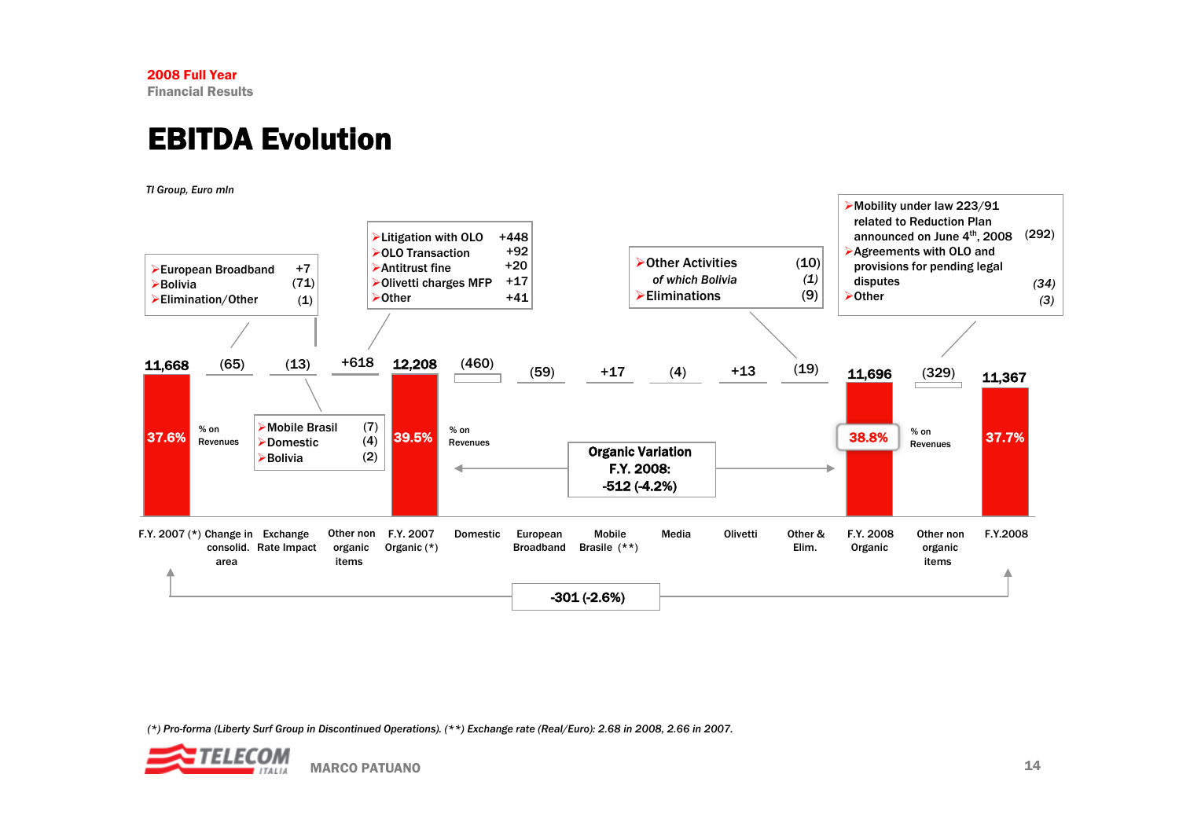# EBITDA Evolution

*TI Group, Euro mln*

| | F.Y. 2007 (*) | Change in consolid. area | Exchange Rate Impact | Other non organic items | F.Y. 2007 Organic (*) | Domestic | European Broadband | Mobile Brasile (**) | Media | Olivetti | Other & Elim. | F.Y. 2008 Organic | Other non organic items | F.Y.2008 |
|---|---|---|---|---|---|---|---|---|---|---|---|---|---|---|
| EBITDA | 11,668 | (65) | (13) | +618 | 12,208 | (460) | (59) | +17 | (4) | +13 | (19) | 11,696 | (329) | 11,367 |
| % on Revenues | 37.6% | | | | 39.5% | | | | | | | 38.8% | | 37.7% |

**Change in consolid. area (65):**
- European Broadband +7
- Bolivia (71)
- Elimination/Other (1)

**Exchange Rate Impact (13):**
- Mobile Brasil (7)
- Domestic (4)
- Bolivia (2)

**Other non organic items +618:**
- Litigation with OLO +448
- OLO Transaction +92
- Antitrust fine +20
- Olivetti charges MFP +17
- Other +41

**Other & Elim. (19):**
- Other Activities (10)
  - *of which Bolivia (1)*
- Eliminations (9)

**Other non organic items (329):**
- Mobility under law 223/91 related to Reduction Plan announced on June 4th, 2008 (292)
- Agreements with OLO and provisions for pending legal disputes *(34)*
- Other *(3)*

**Organic Variation F.Y. 2008: -512 (-4.2%)**

**F.Y. 2007 (*) to F.Y.2008: -301 (-2.6%)**

*(*) Pro-forma (Liberty Surf Group in Discontinued Operations). (**) Exchange rate (Real/Euro): 2.68 in 2008, 2.66 in 2007.*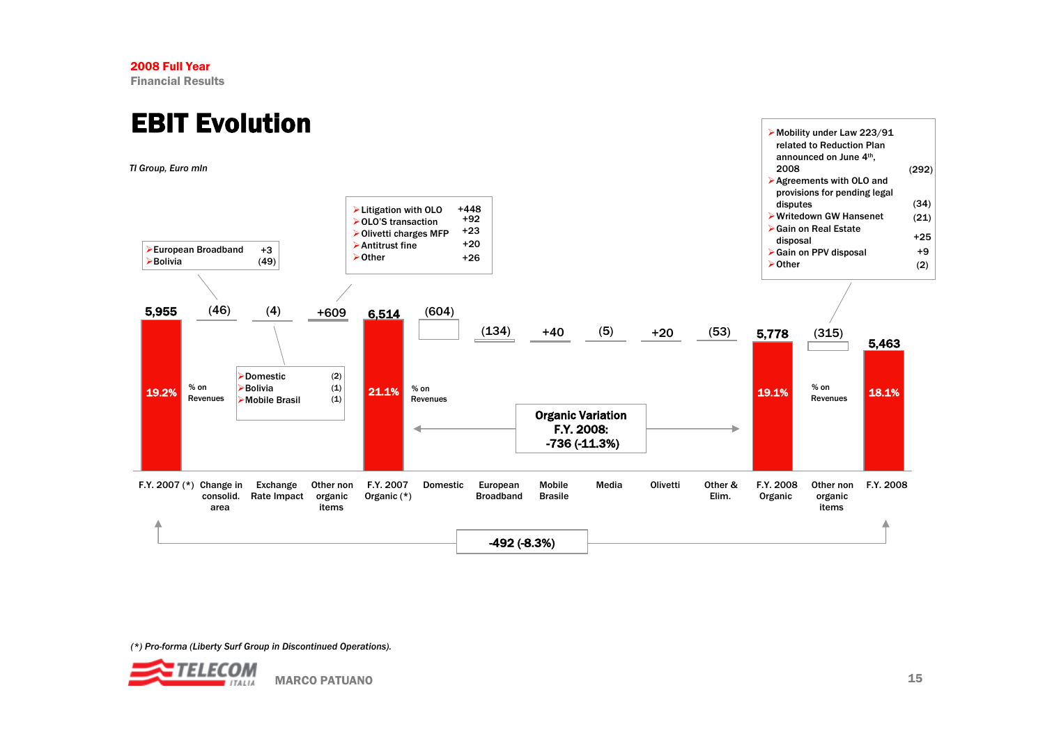2008 Full Year
Financial Results

# EBIT Evolution

*TI Group, Euro mln*

| | F.Y. 2007 (*) | Change in consolid. area | Exchange Rate Impact | Other non organic items | F.Y. 2007 Organic (*) | Domestic | European Broadband | Mobile Brasile | Media | Olivetti | Other & Elim. | F.Y. 2008 Organic | Other non organic items | F.Y. 2008 |
|---|---|---|---|---|---|---|---|---|---|---|---|---|---|---|
| Value | 5,955 | (46) | (4) | +609 | 6,514 | (604) | (134) | +40 | (5) | +20 | (53) | 5,778 | (315) | 5,463 |
| % on Revenues | 19.2% | | | | 21.1% | | | | | | | 19.1% | | 18.1% |

**Change in consolid. area:**
- European Broadband +3
- Bolivia (49)

**Exchange Rate Impact:**
- Domestic (2)
- Bolivia (1)
- Mobile Brasil (1)

**Other non organic items (F.Y. 2007):**
- Litigation with OLO +448
- OLO'S transaction +92
- Olivetti charges MFP +23
- Antitrust fine +20
- Other +26

**Other non organic items (F.Y. 2008):**
- Mobility under Law 223/91 related to Reduction Plan announced on June 4th, 2008 (292)
- Agreements with OLO and provisions for pending legal disputes (34)
- Writedown GW Hanseneet (21)
- Gain on Real Estate disposal +25
- Gain on PPV disposal +9
- Other (2)

**Organic Variation F.Y. 2008: -736 (-11.3%)**

**-492 (-8.3%)**

*(\*) Pro-forma (Liberty Surf Group in Discontinued Operations).*

MARCO PATUANO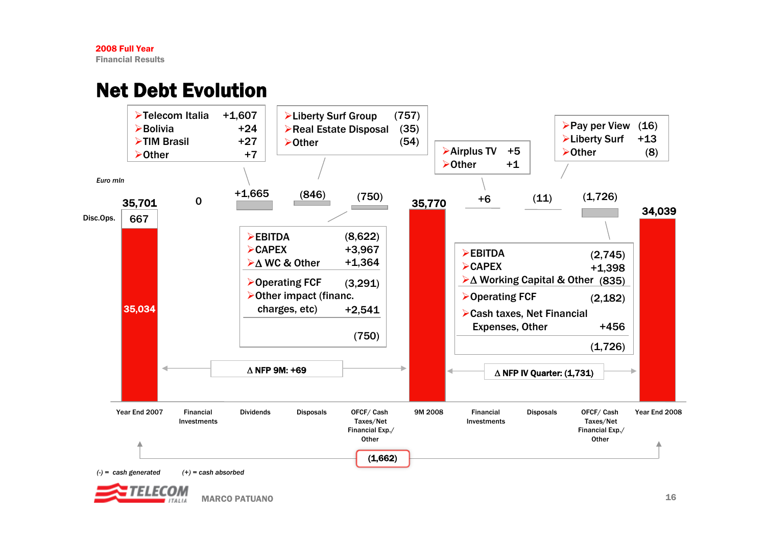2008 Full Year
Financial Results

# Net Debt Evolution

*Euro mln*

| | Year End 2007 | Financial Investments | Dividends | Disposals | OFCF/ Cash Taxes/Net Financial Exp./ Other | 9M 2008 | Financial Investments | Disposals | OFCF/ Cash Taxes/Net Financial Exp./ Other | Year End 2008 |
|---|---|---|---|---|---|---|---|---|---|---|
| Value | 35,701 | 0 | +1,665 | (846) | (750) | 35,770 | +6 | (11) | (1,726) | 34,039 |
| Disc.Ops. | 667 | | | | | | | | | |
| Continuing | 35,034 | | | | | | | | | |

**Financial Investments (9M 2008): +1,665**
- Telecom Italia +1,607
- Bolivia +24
- TIM Brasil +27
- Other +7

**Disposals (9M 2008): (846)**
- Liberty Surf Group (757)
- Real Estate Disposal (35)
- Other (54)

**OFCF/Cash Taxes/Net Financial Exp./Other (9M 2008): (750)**

| | |
|---|---|
| EBITDA | (8,622) |
| CAPEX | +3,967 |
| Δ WC & Other | +1,364 |
| Operating FCF | (3,291) |
| Other impact (financ. charges, etc) | +2,541 |
| | (750) |

**Δ NFP 9M: +69**

**Financial Investments (IV Quarter): +6**
- Airplus TV +5
- Other +1

**Disposals (IV Quarter): (11)**
- Pay per View (16)
- Liberty Surf +13
- Other (8)

**OFCF/Cash Taxes/Net Financial Exp./Other (IV Quarter): (1,726)**

| | |
|---|---|
| EBITDA | (2,745) |
| CAPEX | +1,398 |
| Δ Working Capital & Other | (835) |
| Operating FCF | (2,182) |
| Cash taxes, Net Financial Expenses, Other | +456 |
| | (1,726) |

**Δ NFP IV Quarter: (1,731)**

Year End 2007 → Year End 2008: **(1,662)**

*(-) = cash generated* *(+) = cash absorbed*

MARCO PATUANO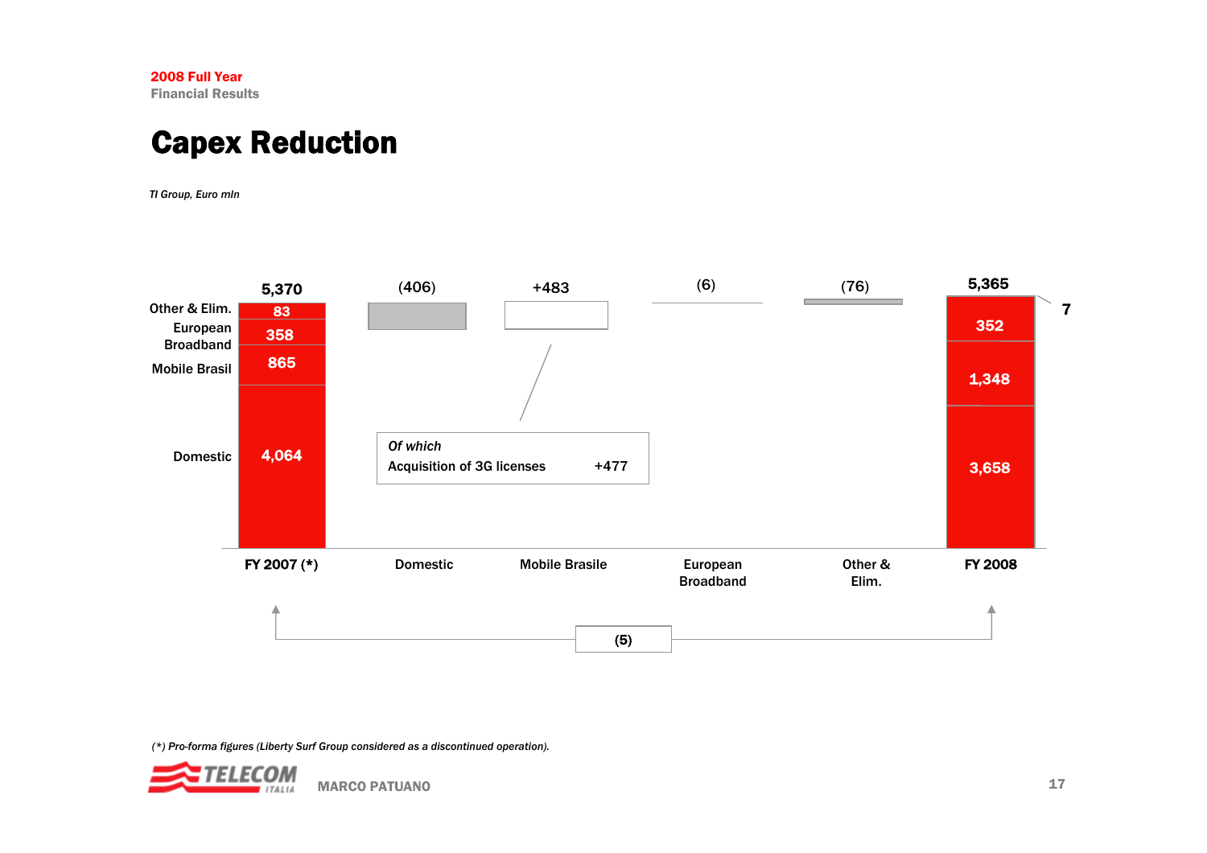2008 Full Year
Financial Results

# Capex Reduction

*TI Group, Euro mln*

| | FY 2007 (*) | Domestic | Mobile Brasile | European Broadband | Other & Elim. | FY 2008 |
|---|---|---|---|---|---|---|
| Total | 5,370 | (406) | +483 | (6) | (76) | 5,365 |
| Other & Elim. | 83 | | | | | 7 |
| European Broadband | 358 | | | | | 352 |
| Mobile Brasil | 865 | | | | | 1,348 |
| Domestic | 4,064 | | | | | 3,658 |

*Of which*
Acquisition of 3G licenses +477

FY 2007 (*) → FY 2008: (5)

*(*) Pro-forma figures (Liberty Surf Group considered as a discontinued operation).*

MARCO PATUANO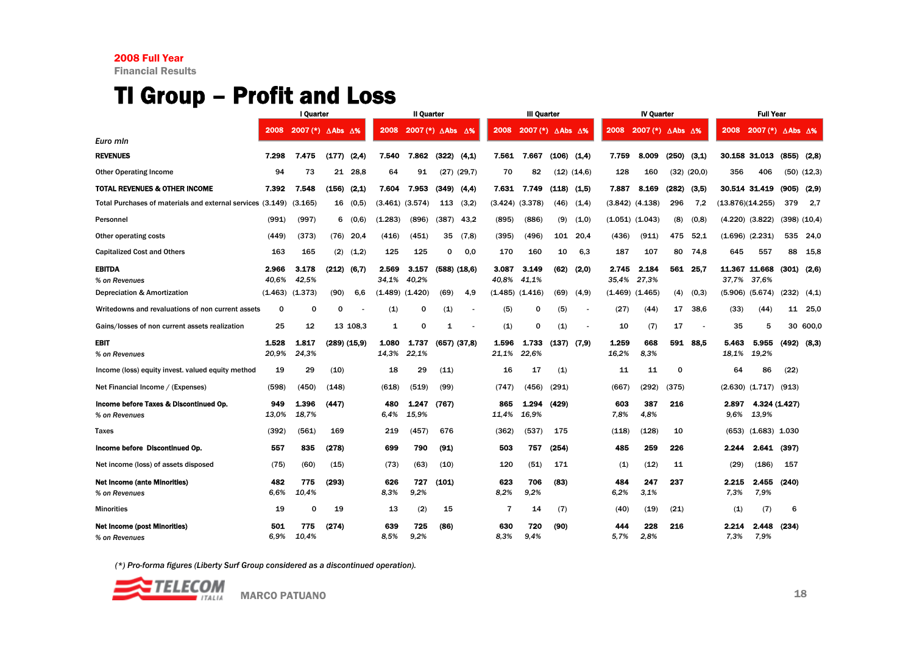2008 Full Year
Financial Results

# TI Group – Profit and Loss

| Euro mln | I Quarter | | | | II Quarter | | | | III Quarter | | | | IV Quarter | | | | Full Year | | | |
|---|---|---|---|---|---|---|---|---|---|---|---|---|---|---|---|---|---|---|---|---|
| | 2008 | 2007 (*) | ΔAbs | Δ% | 2008 | 2007 (*) | ΔAbs | Δ% | 2008 | 2007 (*) | ΔAbs | Δ% | 2008 | 2007 (*) | ΔAbs | Δ% | 2008 | 2007 (*) | ΔAbs | Δ% |
| **REVENUES** | **7.298** | **7.475** | **(177)** | **(2,4)** | **7.540** | **7.862** | **(322)** | **(4,1)** | **7.561** | **7.667** | **(106)** | **(1,4)** | **7.759** | **8.009** | **(250)** | **(3,1)** | **30.158** | **31.013** | **(855)** | **(2,8)** |
| Other Operating Income | 94 | 73 | 21 | 28,8 | 64 | 91 | (27) | (29,7) | 70 | 82 | (12) | (14,6) | 128 | 160 | (32) | (20,0) | 356 | 406 | (50) | (12,3) |
| **TOTAL REVENUES & OTHER INCOME** | **7.392** | **7.548** | **(156)** | **(2,1)** | **7.604** | **7.953** | **(349)** | **(4,4)** | **7.631** | **7.749** | **(118)** | **(1,5)** | **7.887** | **8.169** | **(282)** | **(3,5)** | **30.514** | **31.419** | **(905)** | **(2,9)** |
| Total Purchases of materials and external services | (3.149) | (3.165) | 16 | (0,5) | (3.461) | (3.574) | 113 | (3,2) | (3.424) | (3.378) | (46) | (1,4) | (3.842) | (4.138) | 296 | 7,2 | (13.876) | (14.255) | 379 | 2,7 |
| Personnel | (991) | (997) | 6 | (0,6) | (1.283) | (896) | (387) | 43,2 | (895) | (886) | (9) | (1,0) | (1.051) | (1.043) | (8) | (0,8) | (4.220) | (3.822) | (398) | (10,4) |
| Other operating costs | (449) | (373) | (76) | 20,4 | (416) | (451) | 35 | (7,8) | (395) | (496) | 101 | 20,4 | (436) | (911) | 475 | 52,1 | (1.696) | (2.231) | 535 | 24,0 |
| Capitalized Cost and Others | 163 | 165 | (2) | (1,2) | 125 | 125 | 0 | 0,0 | 170 | 160 | 10 | 6,3 | 187 | 107 | 80 | 74,8 | 645 | 557 | 88 | 15,8 |
| **EBITDA** | **2.966** | **3.178** | **(212)** | **(6,7)** | **2.569** | **3.157** | **(588)** | **(18,6)** | **3.087** | **3.149** | **(62)** | **(2,0)** | **2.745** | **2.184** | **561** | **25,7** | **11.367** | **11.668** | **(301)** | **(2,6)** |
| *% on Revenues* | *40,6%* | *42,5%* | | | *34,1%* | *40,2%* | | | *40,8%* | *41,1%* | | | *35,4%* | *27,3%* | | | *37,7%* | *37,6%* | | |
| Depreciation & Amortization | (1.463) | (1.373) | (90) | 6,6 | (1.489) | (1.420) | (69) | 4,9 | (1.485) | (1.416) | (69) | (4,9) | (1.469) | (1.465) | (4) | (0,3) | (5.906) | (5.674) | (232) | (4,1) |
| Writedowns and revaluations of non current assets | 0 | 0 | 0 | - | (1) | 0 | (1) | - | (5) | 0 | (5) | - | (27) | (44) | 17 | 38,6 | (33) | (44) | 11 | 25,0 |
| Gains/losses of non current assets realization | 25 | 12 | 13 | 108,3 | 1 | 0 | 1 | - | (1) | 0 | (1) | - | 10 | (7) | 17 | - | 35 | 5 | 30 | 600,0 |
| **EBIT** | **1.528** | **1.817** | **(289)** | **(15,9)** | **1.080** | **1.737** | **(657)** | **(37,8)** | **1.596** | **1.733** | **(137)** | **(7,9)** | **1.259** | **668** | **591** | **88,5** | **5.463** | **5.955** | **(492)** | **(8,3)** |
| *% on Revenues* | *20,9%* | *24,3%* | | | *14,3%* | *22,1%* | | | *21,1%* | *22,6%* | | | *16,2%* | *8,3%* | | | *18,1%* | *19,2%* | | |
| Income (loss) equity invest. valued equity method | 19 | 29 | (10) | | 18 | 29 | (11) | | 16 | 17 | (1) | | 11 | 11 | 0 | | 64 | 86 | (22) | |
| Net Financial Income / (Expenses) | (598) | (450) | (148) | | (618) | (519) | (99) | | (747) | (456) | (291) | | (667) | (292) | (375) | | (2.630) | (1.717) | (913) | |
| **Income before Taxes & Discontinued Op.** | **949** | **1.396** | **(447)** | | **480** | **1.247** | **(767)** | | **865** | **1.294** | **(429)** | | **603** | **387** | **216** | | **2.897** | **4.324** | **(1.427)** | |
| *% on Revenues* | *13,0%* | *18,7%* | | | *6,4%* | *15,9%* | | | *11,4%* | *16,9%* | | | *7,8%* | *4,8%* | | | *9,6%* | *13,9%* | | |
| Taxes | (392) | (561) | 169 | | 219 | (457) | 676 | | (362) | (537) | 175 | | (118) | (128) | 10 | | (653) | (1.683) | 1.030 | |
| **Income before Discontinued Op.** | **557** | **835** | **(278)** | | **699** | **790** | **(91)** | | **503** | **757** | **(254)** | | **485** | **259** | **226** | | **2.244** | **2.641** | **(397)** | |
| Net income (loss) of assets disposed | (75) | (60) | (15) | | (73) | (63) | (10) | | 120 | (51) | 171 | | (1) | (12) | 11 | | (29) | (186) | 157 | |
| **Net Income (ante Minorities)** | **482** | **775** | **(293)** | | **626** | **727** | **(101)** | | **623** | **706** | **(83)** | | **484** | **247** | **237** | | **2.215** | **2.455** | **(240)** | |
| *% on Revenues* | *6,6%* | *10,4%* | | | *8,3%* | *9,2%* | | | *8,2%* | *9,2%* | | | *6,2%* | *3,1%* | | | *7,3%* | *7,9%* | | |
| Minorities | 19 | 0 | 19 | | 13 | (2) | 15 | | 7 | 14 | (7) | | (40) | (19) | (21) | | (1) | (7) | 6 | |
| **Net Income (post Minorities)** | **501** | **775** | **(274)** | | **639** | **725** | **(86)** | | **630** | **720** | **(90)** | | **444** | **228** | **216** | | **2.214** | **2.448** | **(234)** | |
| *% on Revenues* | *6,9%* | *10,4%* | | | *8,5%* | *9,2%* | | | *8,3%* | *9,4%* | | | *5,7%* | *2,8%* | | | *7,3%* | *7,9%* | | |

*(\*) Pro-forma figures (Liberty Surf Group considered as a discontinued operation).*

MARCO PATUANO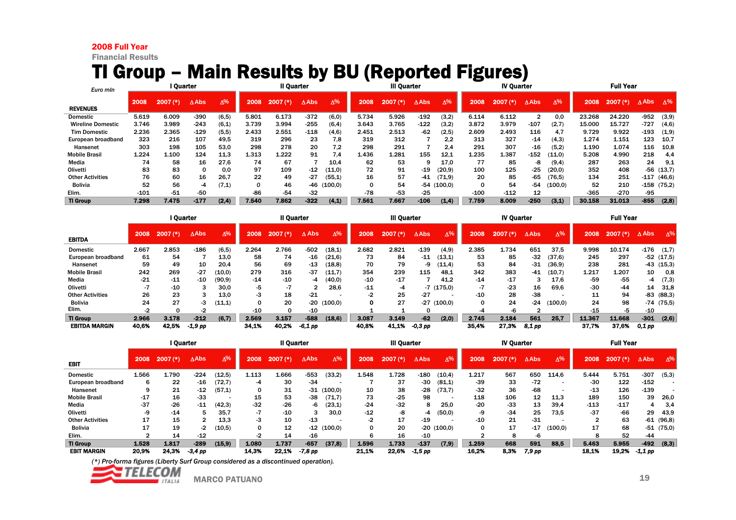2008 Full Year

Financial Results

# TI Group – Main Results by BU (Reported Figures)

Euro mln

| REVENUES | I Quarter | | | | II Quarter | | | | III Quarter | | | | IV Quarter | | | | Full Year | | | |
|---|---|---|---|---|---|---|---|---|---|---|---|---|---|---|---|---|---|---|---|---|
| | 2008 | 2007 (*) | ΔAbs | Δ% | 2008 | 2007 (*) | ΔAbs | Δ% | 2008 | 2007 (*) | ΔAbs | Δ% | 2008 | 2007 (*) | ΔAbs | Δ% | 2008 | 2007 (*) | ΔAbs | Δ% |
| Domestic | 5.619 | 6.009 | -390 | (6,5) | 5.801 | 6.173 | -372 | (6,0) | 5.734 | 5.926 | -192 | (3,2) | 6.114 | 6.112 | 2 | 0,0 | 23.268 | 24.220 | -952 | (3,9) |
| Wireline Domestic | 3.746 | 3.989 | -243 | (6,1) | 3.739 | 3.994 | -255 | (6,4) | 3.643 | 3.765 | -122 | (3,2) | 3.872 | 3.979 | -107 | (2,7) | 15.000 | 15.727 | -727 | (4,6) |
| Tim Domestic | 2.236 | 2.365 | -129 | (5,5) | 2.433 | 2.551 | -118 | (4,6) | 2.451 | 2.513 | -62 | (2,5) | 2.609 | 2.493 | 116 | 4,7 | 9.729 | 9.922 | -193 | (1,9) |
| European broadband | 323 | 216 | 107 | 49,5 | 319 | 296 | 23 | 7,8 | 319 | 312 | 7 | 2,2 | 313 | 327 | -14 | (4,3) | 1.274 | 1.151 | 123 | 10,7 |
| Hansenet | 303 | 198 | 105 | 53,0 | 298 | 278 | 20 | 7,2 | 298 | 291 | 7 | 2,4 | 291 | 307 | -16 | (5,2) | 1.190 | 1.074 | 116 | 10,8 |
| Mobile Brasil | 1.224 | 1.100 | 124 | 11,3 | 1.313 | 1.222 | 91 | 7,4 | 1.436 | 1.281 | 155 | 12,1 | 1.235 | 1.387 | -152 | (11,0) | 5.208 | 4.990 | 218 | 4,4 |
| Media | 74 | 58 | 16 | 27,6 | 74 | 67 | 7 | 10,4 | 62 | 53 | 9 | 17,0 | 77 | 85 | -8 | (9,4) | 287 | 263 | 24 | 9,1 |
| Olivetti | 83 | 83 | 0 | 0,0 | 97 | 109 | -12 | (11,0) | 72 | 91 | -19 | (20,9) | 100 | 125 | -25 | (20,0) | 352 | 408 | -56 | (13,7) |
| Other Activities | 76 | 60 | 16 | 26,7 | 22 | 49 | -27 | (55,1) | 16 | 57 | -41 | (71,9) | 20 | 85 | -65 | (76,5) | 134 | 251 | -117 | (46,6) |
| Bolivia | 52 | 56 | -4 | (7,1) | 0 | 46 | -46 | (100,0) | 0 | 54 | -54 | (100,0) | 0 | 54 | -54 | (100,0) | 52 | 210 | -158 | (75,2) |
| Elim. | -101 | -51 | -50 | | -86 | -54 | -32 | | -78 | -53 | -25 | | -100 | -112 | 12 | | -365 | -270 | -95 | |
| **TI Group** | **7.298** | **7.475** | **-177** | **(2,4)** | **7.540** | **7.862** | **-322** | **(4,1)** | **7.561** | **7.667** | **-106** | **(1,4)** | **7.759** | **8.009** | **-250** | **(3,1)** | **30.158** | **31.013** | **-855** | **(2,8)** |

| EBITDA | I Quarter | | | | II Quarter | | | | III Quarter | | | | IV Quarter | | | | Full Year | | | |
|---|---|---|---|---|---|---|---|---|---|---|---|---|---|---|---|---|---|---|---|---|
| | 2008 | 2007 (*) | ΔAbs | Δ% | 2008 | 2007 (*) | ΔAbs | Δ% | 2008 | 2007 (*) | ΔAbs | Δ% | 2008 | 2007 (*) | ΔAbs | Δ% | 2008 | 2007 (*) | ΔAbs | Δ% |
| Domestic | 2.667 | 2.853 | -186 | (6,5) | 2.264 | 2.766 | -502 | (18,1) | 2.682 | 2.821 | -139 | (4,9) | 2.385 | 1.734 | 651 | 37,5 | 9.998 | 10.174 | -176 | (1,7) |
| European broadband | 61 | 54 | 7 | 13,0 | 58 | 74 | -16 | (21,6) | 73 | 84 | -11 | (13,1) | 53 | 85 | -32 | (37,6) | 245 | 297 | -52 | (17,5) |
| Hansenet | 59 | 49 | 10 | 20,4 | 56 | 69 | -13 | (18,8) | 70 | 79 | -9 | (11,4) | 53 | 84 | -31 | (36,9) | 238 | 281 | -43 | (15,3) |
| Mobile Brasil | 242 | 269 | -27 | (10,0) | 279 | 316 | -37 | (11,7) | 354 | 239 | 115 | 48,1 | 342 | 383 | -41 | (10,7) | 1.217 | 1.207 | 10 | 0,8 |
| Media | -21 | -11 | -10 | (90,9) | -14 | -10 | -4 | (40,0) | -10 | -17 | 7 | 41,2 | -14 | -17 | 3 | 17,6 | -59 | -55 | -4 | (7,3) |
| Olivetti | -7 | -10 | 3 | 30,0 | -5 | -7 | 2 | 28,6 | -11 | -4 | -7 | (175,0) | -7 | -23 | 16 | 69,6 | -30 | -44 | 14 | 31,8 |
| Other Activities | 26 | 23 | 3 | 13,0 | -3 | 18 | -21 | - | -2 | 25 | -27 | - | -10 | 28 | -38 | - | 11 | 94 | -83 | (88,3) |
| Bolivia | 24 | 27 | -3 | (11,1) | 0 | 20 | -20 | (100,0) | 0 | 27 | -27 | (100,0) | 0 | 24 | -24 | (100,0) | 24 | 98 | -74 | (75,5) |
| Elim. | -2 | 0 | -2 | | -10 | 0 | -10 | | 1 | 1 | 0 | | -4 | -6 | 2 | | -15 | -5 | -10 | |
| **TI Group** | **2.966** | **3.178** | **-212** | **(6,7)** | **2.569** | **3.157** | **-588** | **(18,6)** | **3.087** | **3.149** | **-62** | **(2,0)** | **2.745** | **2.184** | **561** | **25,7** | **11.367** | **11.668** | **-301** | **(2,6)** |
| **EBITDA MARGIN** | **40,6%** | **42,5%** | ***-1,9 pp*** | | **34,1%** | **40,2%** | ***-6,1 pp*** | | **40,8%** | **41,1%** | ***-0,3 pp*** | | **35,4%** | **27,3%** | ***8,1 pp*** | | **37,7%** | **37,6%** | ***0,1 pp*** | |

| EBIT | I Quarter | | | | II Quarter | | | | III Quarter | | | | IV Quarter | | | | Full Year | | | |
|---|---|---|---|---|---|---|---|---|---|---|---|---|---|---|---|---|---|---|---|---|
| | 2008 | 2007 (*) | ΔAbs | Δ% | 2008 | 2007 (*) | ΔAbs | Δ% | 2008 | 2007 (*) | ΔAbs | Δ% | 2008 | 2007 (*) | ΔAbs | Δ% | 2008 | 2007 (*) | ΔAbs | Δ% |
| Domestic | 1.566 | 1.790 | -224 | (12,5) | 1.113 | 1.666 | -553 | (33,2) | 1.548 | 1.728 | -180 | (10,4) | 1.217 | 567 | 650 | 114,6 | 5.444 | 5.751 | -307 | (5,3) |
| European broadband | 6 | 22 | -16 | (72,7) | -4 | 30 | -34 | - | 7 | 37 | -30 | (81,1) | -39 | 33 | -72 | - | -30 | 122 | -152 | - |
| Hansenet | 9 | 21 | -12 | (57,1) | 0 | 31 | -31 | (100,0) | 10 | 38 | -28 | (73,7) | -32 | 36 | -68 | - | -13 | 126 | -139 | - |
| Mobile Brasil | -17 | 16 | -33 | - | 15 | 53 | -38 | (71,7) | 73 | -25 | 98 | - | 118 | 106 | 12 | 11,3 | 189 | 150 | 39 | 26,0 |
| Media | -37 | -26 | -11 | (42,3) | -32 | -26 | -6 | (23,1) | -24 | -32 | 8 | 25,0 | -20 | -33 | 13 | 39,4 | -113 | -117 | 4 | 3,4 |
| Olivetti | -9 | -14 | 5 | 35,7 | -7 | -10 | 3 | 30,0 | -12 | -8 | -4 | (50,0) | -9 | -34 | 25 | 73,5 | -37 | -66 | 29 | 43,9 |
| Other Activities | 17 | 15 | 2 | 13,3 | -3 | 10 | -13 | - | -2 | 17 | -19 | - | -10 | 21 | -31 | - | 2 | 63 | -61 | (96,8) |
| Bolivia | 17 | 19 | -2 | (10,5) | 0 | 12 | -12 | (100,0) | 0 | 20 | -20 | (100,0) | 0 | 17 | -17 | (100,0) | 17 | 68 | -51 | (75,0) |
| Elim. | 2 | 14 | -12 | | -2 | 14 | -16 | | 6 | 16 | -10 | | 2 | 8 | -6 | | 8 | 52 | -44 | |
| **TI Group** | **1.528** | **1.817** | **-289** | **(15,9)** | **1.080** | **1.737** | **-657** | **(37,8)** | **1.596** | **1.733** | **-137** | **(7,9)** | **1.259** | **668** | **591** | **88,5** | **5.463** | **5.955** | **-492** | **(8,3)** |
| **EBIT MARGIN** | **20,9%** | **24,3%** | ***-3,4 pp*** | | **14,3%** | **22,1%** | ***-7,8 pp*** | | **21,1%** | **22,6%** | ***-1,5 pp*** | | **16,2%** | **8,3%** | ***7,9 pp*** | | **18,1%** | **19,2%** | ***-1,1 pp*** | |

*(\*) Pro-forma figures (Liberty Surf Group considered as a discontinued operation).*

TELECOM ITALIA

MARCO PATUANO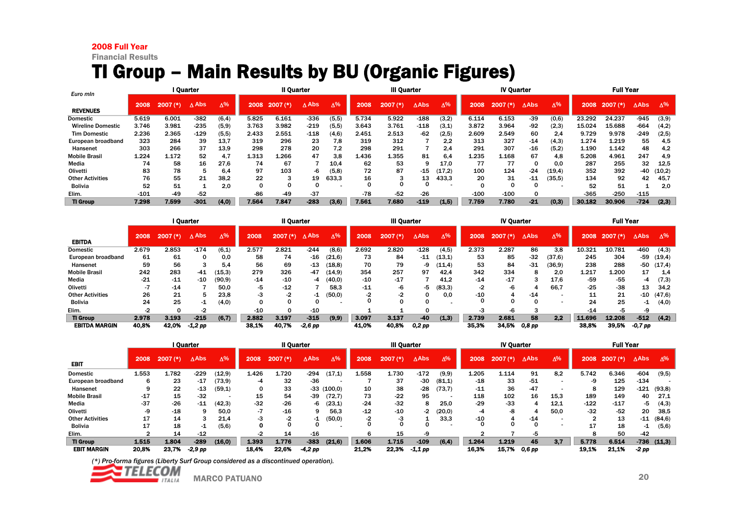**2008 Full Year**
Financial Results

# TI Group – Main Results by BU (Organic Figures)

*Euro mln*

| REVENUES | I Quarter | | | | II Quarter | | | | III Quarter | | | | IV Quarter | | | | Full Year | | | |
|---|---|---|---|---|---|---|---|---|---|---|---|---|---|---|---|---|---|---|---|---|
| | 2008 | 2007 (*) | Δ Abs | Δ% | 2008 | 2007 (*) | Δ Abs | Δ% | 2008 | 2007 (*) | ΔAbs | Δ% | 2008 | 2007 (*) | ΔAbs | Δ% | 2008 | 2007 (*) | ΔAbs | Δ% |
| Domestic | 5.619 | 6.001 | -382 | (6,4) | 5.825 | 6.161 | -336 | (5,5) | 5.734 | 5.922 | -188 | (3,2) | 6.114 | 6.153 | -39 | (0,6) | 23.292 | 24.237 | -945 | (3,9) |
| Wireline Domestic | 3.746 | 3.981 | -235 | (5,9) | 3.763 | 3.982 | -219 | (5,5) | 3.643 | 3.761 | -118 | (3,1) | 3.872 | 3.964 | -92 | (2,3) | 15.024 | 15.688 | -664 | (4,2) |
| Tim Domestic | 2.236 | 2.365 | -129 | (5,5) | 2.433 | 2.551 | -118 | (4,6) | 2.451 | 2.513 | -62 | (2,5) | 2.609 | 2.549 | 60 | 2,4 | 9.729 | 9.978 | -249 | (2,5) |
| European broadband | 323 | 284 | 39 | 13,7 | 319 | 296 | 23 | 7,8 | 319 | 312 | 7 | 2,2 | 313 | 327 | -14 | (4,3) | 1.274 | 1.219 | 55 | 4,5 |
| Hansenet | 303 | 266 | 37 | 13,9 | 298 | 278 | 20 | 7,2 | 298 | 291 | 7 | 2,4 | 291 | 307 | -16 | (5,2) | 1.190 | 1.142 | 48 | 4,2 |
| Mobile Brasil | 1.224 | 1.172 | 52 | 4,7 | 1.313 | 1.266 | 47 | 3,8 | 1.436 | 1.355 | 81 | 6,4 | 1.235 | 1.168 | 67 | 4,8 | 5.208 | 4.961 | 247 | 4,9 |
| Media | 74 | 58 | 16 | 27,6 | 74 | 67 | 7 | 10,4 | 62 | 53 | 9 | 17,0 | 77 | 77 | 0 | 0,0 | 287 | 255 | 32 | 12,5 |
| Olivetti | 83 | 78 | 5 | 6,4 | 97 | 103 | -6 | (5,8) | 72 | 87 | -15 | (17,2) | 100 | 124 | -24 | (19,4) | 352 | 392 | -40 | (10,2) |
| Other Activities | 76 | 55 | 21 | 38,2 | 22 | 3 | 19 | 633,3 | 16 | 3 | 13 | 433,3 | 20 | 31 | -11 | (35,5) | 134 | 92 | 42 | 45,7 |
| Bolivia | 52 | 51 | 1 | 2,0 | 0 | 0 | 0 | - | 0 | 0 | 0 | - | 0 | 0 | 0 | - | 52 | 51 | 1 | 2,0 |
| Elim. | -101 | -49 | -52 | | -86 | -49 | -37 | | -78 | -52 | -26 | | -100 | -100 | 0 | | -365 | -250 | -115 | |
| **TI Group** | **7.298** | **7.599** | **-301** | **(4,0)** | **7.564** | **7.847** | **-283** | **(3,6)** | **7.561** | **7.680** | **-119** | **(1,5)** | **7.759** | **7.780** | **-21** | **(0,3)** | **30.182** | **30.906** | **-724** | **(2,3)** |

| EBITDA | I Quarter | | | | II Quarter | | | | III Quarter | | | | IV Quarter | | | | Full Year | | | |
|---|---|---|---|---|---|---|---|---|---|---|---|---|---|---|---|---|---|---|---|---|
| | 2008 | 2007 (*) | Δ Abs | Δ% | 2008 | 2007 (*) | Δ Abs | Δ% | 2008 | 2007 (*) | ΔAbs | Δ% | 2008 | 2007 (*) | ΔAbs | Δ% | 2008 | 2007 (*) | ΔAbs | Δ% |
| Domestic | 2.679 | 2.853 | -174 | (6,1) | 2.577 | 2.821 | -244 | (8,6) | 2.692 | 2.820 | -128 | (4,5) | 2.373 | 2.287 | 86 | 3,8 | 10.321 | 10.781 | -460 | (4,3) |
| European broadband | 61 | 61 | 0 | 0,0 | 58 | 74 | -16 | (21,6) | 73 | 84 | -11 | (13,1) | 53 | 85 | -32 | (37,6) | 245 | 304 | -59 | (19,4) |
| Hansenet | 59 | 56 | 3 | 5,4 | 56 | 69 | -13 | (18,8) | 70 | 79 | -9 | (11,4) | 53 | 84 | -31 | (36,9) | 238 | 288 | -50 | (17,4) |
| Mobile Brasil | 242 | 283 | -41 | (15,3) | 279 | 326 | -47 | (14,9) | 354 | 257 | 97 | 42,4 | 342 | 334 | 8 | 2,0 | 1.217 | 1.200 | 17 | 1,4 |
| Media | -21 | -11 | -10 | (90,9) | -14 | -10 | -4 | (40,0) | -10 | -17 | 7 | 41,2 | -14 | -17 | 3 | 17,6 | -59 | -55 | -4 | (7,3) |
| Olivetti | -7 | -14 | 7 | 50,0 | -5 | -12 | 7 | 58,3 | -11 | -6 | -5 | (83,3) | -2 | -6 | 4 | 66,7 | -25 | -38 | 13 | 34,2 |
| Other Activities | 26 | 21 | 5 | 23,8 | -3 | -2 | -1 | (50,0) | -2 | -2 | 0 | 0,0 | -10 | 4 | -14 | - | 11 | 21 | -10 | (47,6) |
| Bolivia | 24 | 25 | -1 | (4,0) | 0 | 0 | 0 | - | 0 | 0 | 0 | - | 0 | 0 | 0 | - | 24 | 25 | -1 | (4,0) |
| Elim. | -2 | 0 | -2 | | -10 | 0 | -10 | | 1 | 1 | 0 | | -3 | -6 | 3 | | -14 | -5 | -9 | |
| **TI Group** | **2.978** | **3.193** | **-215** | **(6,7)** | **2.882** | **3.197** | **-315** | **(9,9)** | **3.097** | **3.137** | **-40** | **(1,3)** | **2.739** | **2.681** | **58** | **2,2** | **11.696** | **12.208** | **-512** | **(4,2)** |
| **EBITDA MARGIN** | **40,8%** | **42,0%** | ***-1,2 pp*** | | **38,1%** | **40,7%** | ***-2,6 pp*** | | **41,0%** | **40,8%** | ***0,2 pp*** | | **35,3%** | **34,5%** | ***0,8 pp*** | | **38,8%** | **39,5%** | ***-0,7 pp*** | |

| EBIT | I Quarter | | | | II Quarter | | | | III Quarter | | | | IV Quarter | | | | Full Year | | | |
|---|---|---|---|---|---|---|---|---|---|---|---|---|---|---|---|---|---|---|---|---|
| | 2008 | 2007 (*) | ΔAbs | Δ% | 2008 | 2007 (*) | ΔAbs | Δ% | 2008 | 2007 (*) | ΔAbs | Δ% | 2008 | 2007 (*) | ΔAbs | Δ% | 2008 | 2007 (*) | ΔAbs | Δ% |
| Domestic | 1.553 | 1.782 | -229 | (12,9) | 1.426 | 1.720 | -294 | (17,1) | 1.558 | 1.730 | -172 | (9,9) | 1.205 | 1.114 | 91 | 8,2 | 5.742 | 6.346 | -604 | (9,5) |
| European broadband | 6 | 23 | -17 | (73,9) | -4 | 32 | -36 | - | 7 | 37 | -30 | (81,1) | -18 | 33 | -51 | - | -9 | 125 | -134 | - |
| Hansenet | 9 | 22 | -13 | (59,1) | 0 | 33 | -33 | (100,0) | 10 | 38 | -28 | (73,7) | -11 | 36 | -47 | - | 8 | 129 | -121 | (93,8) |
| Mobile Brasil | -17 | 15 | -32 | - | 15 | 54 | -39 | (72,7) | 73 | -22 | 95 | - | 118 | 102 | 16 | 15,3 | 189 | 149 | 40 | 27,1 |
| Media | -37 | -26 | -11 | (42,3) | -32 | -26 | -6 | (23,1) | -24 | -32 | 8 | 25,0 | -29 | -33 | 4 | 12,1 | -122 | -117 | -5 | (4,3) |
| Olivetti | -9 | -18 | 9 | 50,0 | -7 | -16 | 9 | 56,3 | -12 | -10 | -2 | (20,0) | -4 | -8 | 4 | 50,0 | -32 | -52 | 20 | 38,5 |
| Other Activities | 17 | 14 | 3 | 21,4 | -3 | -2 | -1 | (50,0) | -2 | -3 | 1 | 33,3 | -10 | 4 | -14 | - | 2 | 13 | -11 | (84,6) |
| Bolivia | 17 | 18 | -1 | (5,6) | 0 | 0 | 0 | - | 0 | 0 | 0 | - | 0 | 0 | 0 | - | 17 | 18 | -1 | (5,6) |
| Elim. | 2 | 14 | -12 | | -2 | 14 | -16 | | 6 | 15 | -9 | | 2 | 7 | -5 | | 8 | 50 | -42 | |
| **TI Group** | **1.515** | **1.804** | **-289** | **(16,0)** | **1.393** | **1.776** | **-383** | **(21,6)** | **1.606** | **1.715** | **-109** | **(6,4)** | **1.264** | **1.219** | **45** | **3,7** | **5.778** | **6.514** | **-736** | **(11,3)** |
| **EBIT MARGIN** | **20,8%** | **23,7%** | ***-2,9 pp*** | | **18,4%** | **22,6%** | ***-4,2 pp*** | | **21,2%** | **22,3%** | ***-1,1 pp*** | | **16,3%** | **15,7%** | ***0,6 pp*** | | **19,1%** | **21,1%** | ***-2 pp*** | |

*(*) Pro-forma figures (Liberty Surf Group considered as a discontinued operation).*

MARCO PATUANO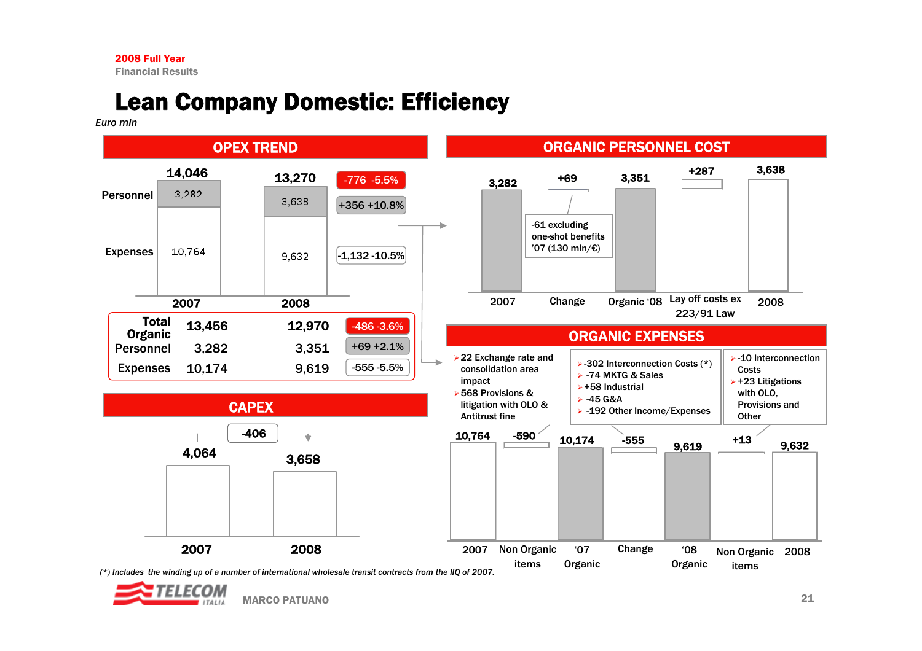2008 Full Year
Financial Results

# Lean Company Domestic: Efficiency

*Euro mln*

## OPEX TREND

14,046
13,270
-776 -5.5%

Personnel
3,282
3,638
+356 +10.8%

Expenses
10,764
9,632
-1,132 -10.5%

2007
2008

| | 2007 | 2008 | |
|---|---|---|---|
| Total Organic | 13,456 | 12,970 | -486 -3.6% |
| Personnel | 3,282 | 3,351 | +69 +2.1% |
| Expenses | 10,174 | 9,619 | -555 -5.5% |

## CAPEX

-406
4,064
3,658
2007
2008

## ORGANIC PERSONNEL COST

3,282
+69
3,351
+287
3,638

-61 excluding one-shot benefits '07 (130 mln/€)

2007
Change
Organic '08
Lay off costs ex 223/91 Law
2008

## ORGANIC EXPENSES

- 22 Exchange rate and consolidation area impact
- 568 Provisions & litigation with OLO & Antitrust fine

- -302 Interconnection Costs (*)
- -74 MKTG & Sales
- +58 Industrial
- -45 G&A
- -192 Other Income/Expenses

- -10 Interconnection Costs
- +23 Litigations with OLO, Provisions and Other

10,764
-590
10,174
-555
9,619
+13
9,632

2007
Non Organic items
'07 Organic
Change
'08 Organic
Non Organic items
2008

*(\*) Includes the winding up of a number of international wholesale transit contracts from the IIQ of 2007.*

TELECOM ITALIA
MARCO PATUANO